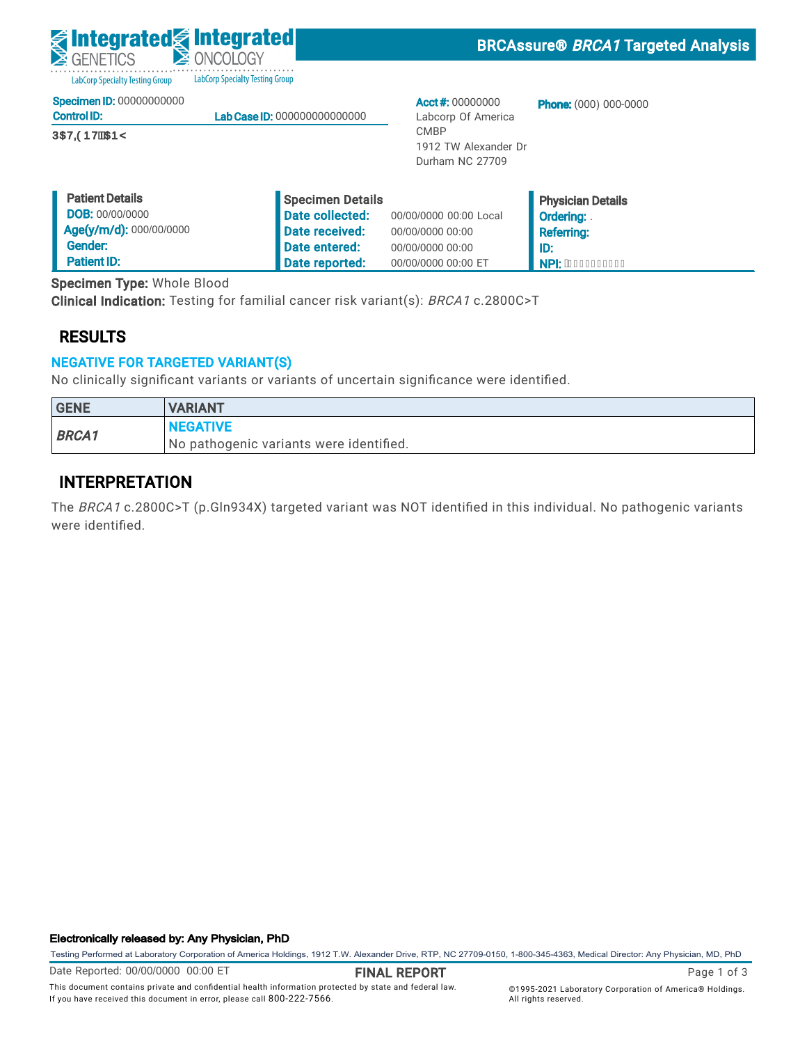Integrated GENETICS — LabCorp Specialty Testing Group | Integrated ONCOLOGY — LabCorp Specialty Testing Group

## BRCAssure® *BRCA1* Targeted Analysis

**Specimen ID:** 00000000000
**Control ID:** **Lab Case ID:** 000000000000000

3$7,(17$1<

**Acct #:** 00000000
Labcorp Of America
CMBP
1912 TW Alexander Dr
Durham NC 27709

**Phone:** (000) 000-0000

| Patient Details | | Specimen Details | | Physician Details |
|---|---|---|---|---|
| **DOB:** 00/00/0000 | | **Date collected:** | 00/00/0000 00:00 Local | **Ordering:** . |
| **Age(y/m/d):** 000/00/0000 | | **Date received:** | 00/00/0000 00:00 | **Referring:** |
| **Gender:** | | **Date entered:** | 00/00/0000 00:00 | **ID:** |
| **Patient ID:** | | **Date reported:** | 00/00/0000 00:00 ET | **NPI:** |

**Specimen Type:** Whole Blood
**Clinical Indication:** Testing for familial cancer risk variant(s): *BRCA1* c.2800C>T

## RESULTS

### NEGATIVE FOR TARGETED VARIANT(S)

No clinically significant variants or variants of uncertain significance were identified.

| GENE | VARIANT |
|---|---|
| ***BRCA1*** | **NEGATIVE**<br>No pathogenic variants were identified. |

## INTERPRETATION

The *BRCA1* c.2800C>T (p.Gln934X) targeted variant was NOT identified in this individual. No pathogenic variants were identified.

**Electronically released by: Any Physician, PhD**

Testing Performed at Laboratory Corporation of America Holdings, 1912 T.W. Alexander Drive, RTP, NC 27709-0150, 1-800-345-4363, Medical Director: Any Physician, MD, PhD

Date Reported: 00/00/0000 00:00 ET **FINAL REPORT**

This document contains private and confidential health information protected by state and federal law. If you have received this document in error, please call 800-222-7566.

©1995-2021 Laboratory Corporation of America® Holdings. All rights reserved.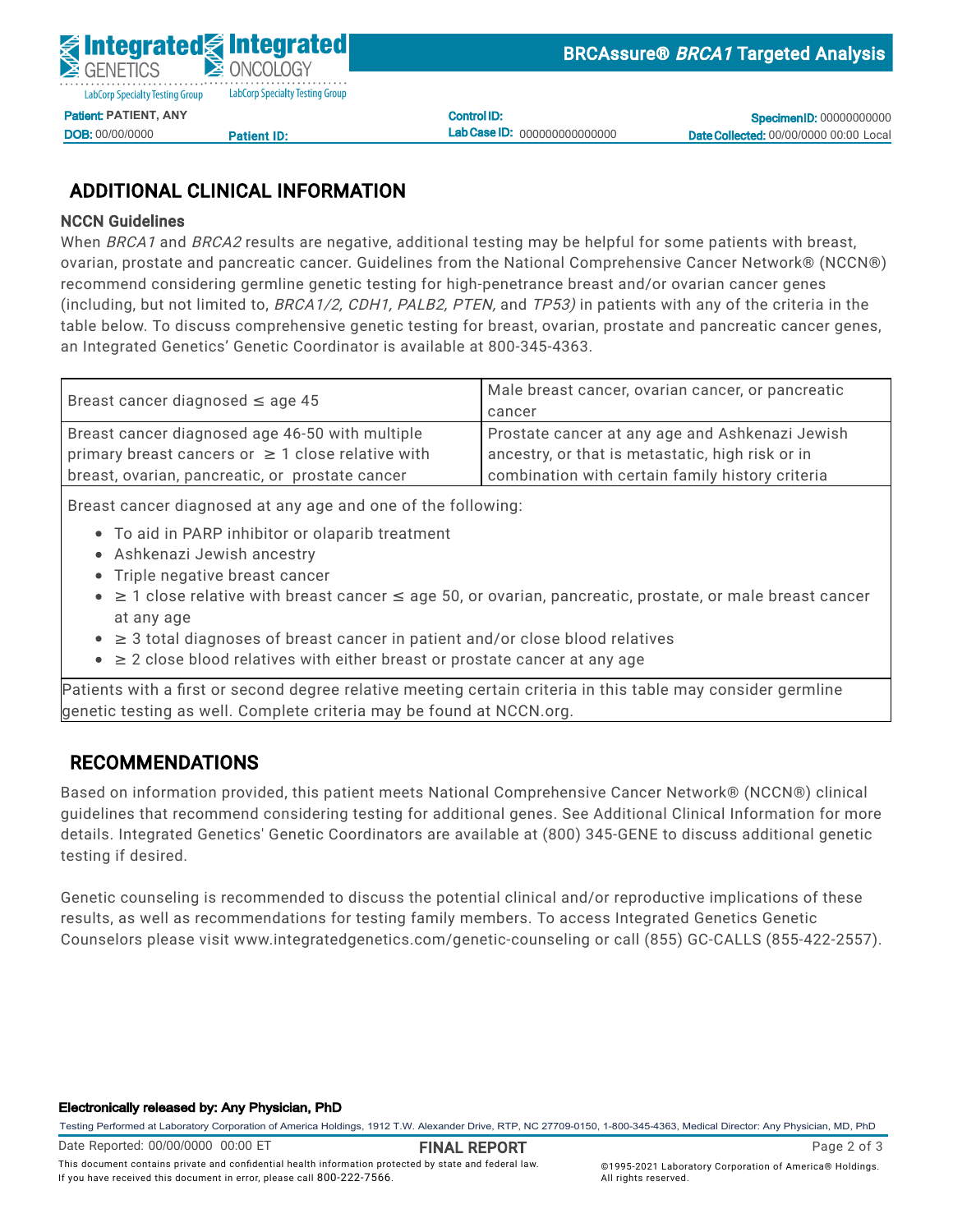## ADDITIONAL CLINICAL INFORMATION

### NCCN Guidelines

When *BRCA1* and *BRCA2* results are negative, additional testing may be helpful for some patients with breast, ovarian, prostate and pancreatic cancer. Guidelines from the National Comprehensive Cancer Network® (NCCN®) recommend considering germline genetic testing for high-penetrance breast and/or ovarian cancer genes (including, but not limited to, *BRCA1/2, CDH1, PALB2, PTEN,* and *TP53)* in patients with any of the criteria in the table below. To discuss comprehensive genetic testing for breast, ovarian, prostate and pancreatic cancer genes, an Integrated Genetics' Genetic Coordinator is available at 800-345-4363.

| | |
|---|---|
| Breast cancer diagnosed ≤ age 45 | Male breast cancer, ovarian cancer, or pancreatic cancer |
| Breast cancer diagnosed age 46-50 with multiple primary breast cancers or ≥ 1 close relative with breast, ovarian, pancreatic, or prostate cancer | Prostate cancer at any age and Ashkenazi Jewish ancestry, or that is metastatic, high risk or in combination with certain family history criteria |
| Breast cancer diagnosed at any age and one of the following:<br>• To aid in PARP inhibitor or olaparib treatment<br>• Ashkenazi Jewish ancestry<br>• Triple negative breast cancer<br>• ≥ 1 close relative with breast cancer ≤ age 50, or ovarian, pancreatic, prostate, or male breast cancer at any age<br>• ≥ 3 total diagnoses of breast cancer in patient and/or close blood relatives<br>• ≥ 2 close blood relatives with either breast or prostate cancer at any age | |
| Patients with a first or second degree relative meeting certain criteria in this table may consider germline genetic testing as well. Complete criteria may be found at NCCN.org. | |

## RECOMMENDATIONS

Based on information provided, this patient meets National Comprehensive Cancer Network® (NCCN®) clinical guidelines that recommend considering testing for additional genes. See Additional Clinical Information for more details. Integrated Genetics' Genetic Coordinators are available at (800) 345-GENE to discuss additional genetic testing if desired.

Genetic counseling is recommended to discuss the potential clinical and/or reproductive implications of these results, as well as recommendations for testing family members. To access Integrated Genetics Genetic Counselors please visit www.integratedgenetics.com/genetic-counseling or call (855) GC-CALLS (855-422-2557).

**Electronically released by: Any Physician, PhD**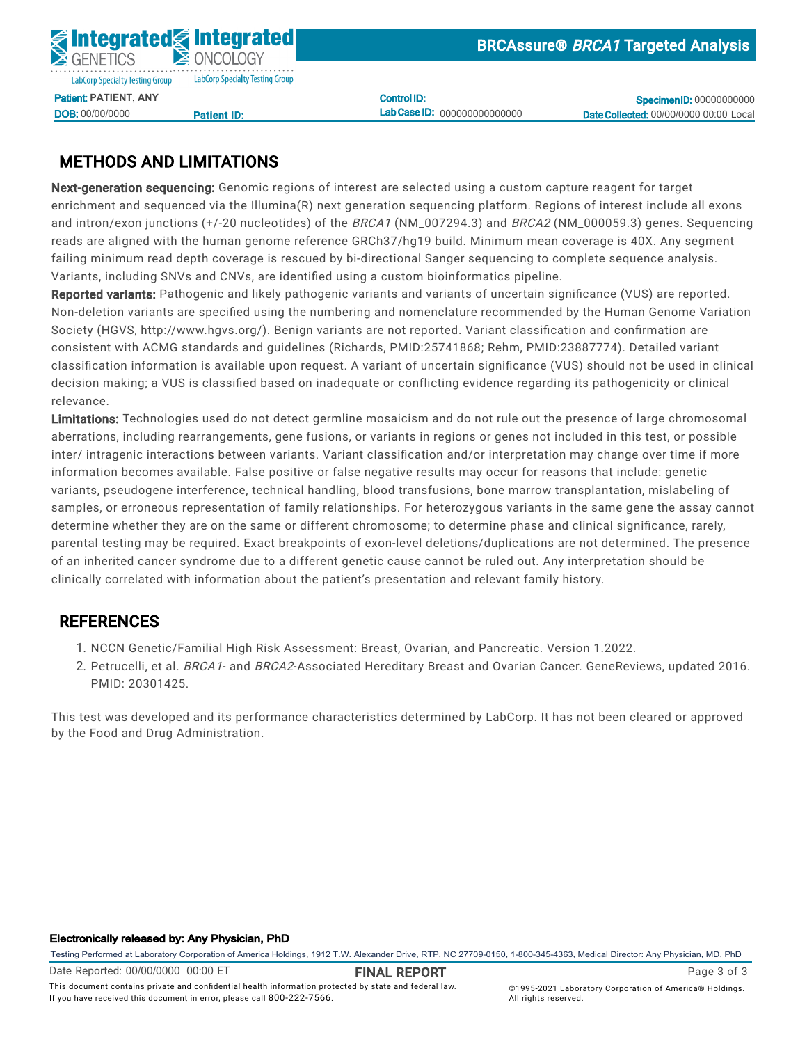## METHODS AND LIMITATIONS

**Next-generation sequencing:** Genomic regions of interest are selected using a custom capture reagent for target enrichment and sequenced via the Illumina(R) next generation sequencing platform. Regions of interest include all exons and intron/exon junctions (+/-20 nucleotides) of the *BRCA1* (NM_007294.3) and *BRCA2* (NM_000059.3) genes. Sequencing reads are aligned with the human genome reference GRCh37/hg19 build. Minimum mean coverage is 40X. Any segment failing minimum read depth coverage is rescued by bi-directional Sanger sequencing to complete sequence analysis. Variants, including SNVs and CNVs, are identified using a custom bioinformatics pipeline.

**Reported variants:** Pathogenic and likely pathogenic variants and variants of uncertain significance (VUS) are reported. Non-deletion variants are specified using the numbering and nomenclature recommended by the Human Genome Variation Society (HGVS, http://www.hgvs.org/). Benign variants are not reported. Variant classification and confirmation are consistent with ACMG standards and guidelines (Richards, PMID:25741868; Rehm, PMID:23887774). Detailed variant classification information is available upon request. A variant of uncertain significance (VUS) should not be used in clinical decision making; a VUS is classified based on inadequate or conflicting evidence regarding its pathogenicity or clinical relevance.

**Limitations:** Technologies used do not detect germline mosaicism and do not rule out the presence of large chromosomal aberrations, including rearrangements, gene fusions, or variants in regions or genes not included in this test, or possible inter/ intragenic interactions between variants. Variant classification and/or interpretation may change over time if more information becomes available. False positive or false negative results may occur for reasons that include: genetic variants, pseudogene interference, technical handling, blood transfusions, bone marrow transplantation, mislabeling of samples, or erroneous representation of family relationships. For heterozygous variants in the same gene the assay cannot determine whether they are on the same or different chromosome; to determine phase and clinical significance, rarely, parental testing may be required. Exact breakpoints of exon-level deletions/duplications are not determined. The presence of an inherited cancer syndrome due to a different genetic cause cannot be ruled out. Any interpretation should be clinically correlated with information about the patient's presentation and relevant family history.

## REFERENCES

1. NCCN Genetic/Familial High Risk Assessment: Breast, Ovarian, and Pancreatic. Version 1.2022.
2. Petrucelli, et al. *BRCA1*- and *BRCA2*-Associated Hereditary Breast and Ovarian Cancer. GeneReviews, updated 2016. PMID: 20301425.

This test was developed and its performance characteristics determined by LabCorp. It has not been cleared or approved by the Food and Drug Administration.

**Electronically released by: Any Physician, PhD**

Testing Performed at Laboratory Corporation of America Holdings, 1912 T.W. Alexander Drive, RTP, NC 27709-0150, 1-800-345-4363, Medical Director: Any Physician, MD, PhD

Date Reported: 00/00/0000 00:00 ET

**FINAL REPORT**

This document contains private and confidential health information protected by state and federal law. If you have received this document in error, please call 800-222-7566.

©1995-2021 Laboratory Corporation of America® Holdings. All rights reserved.